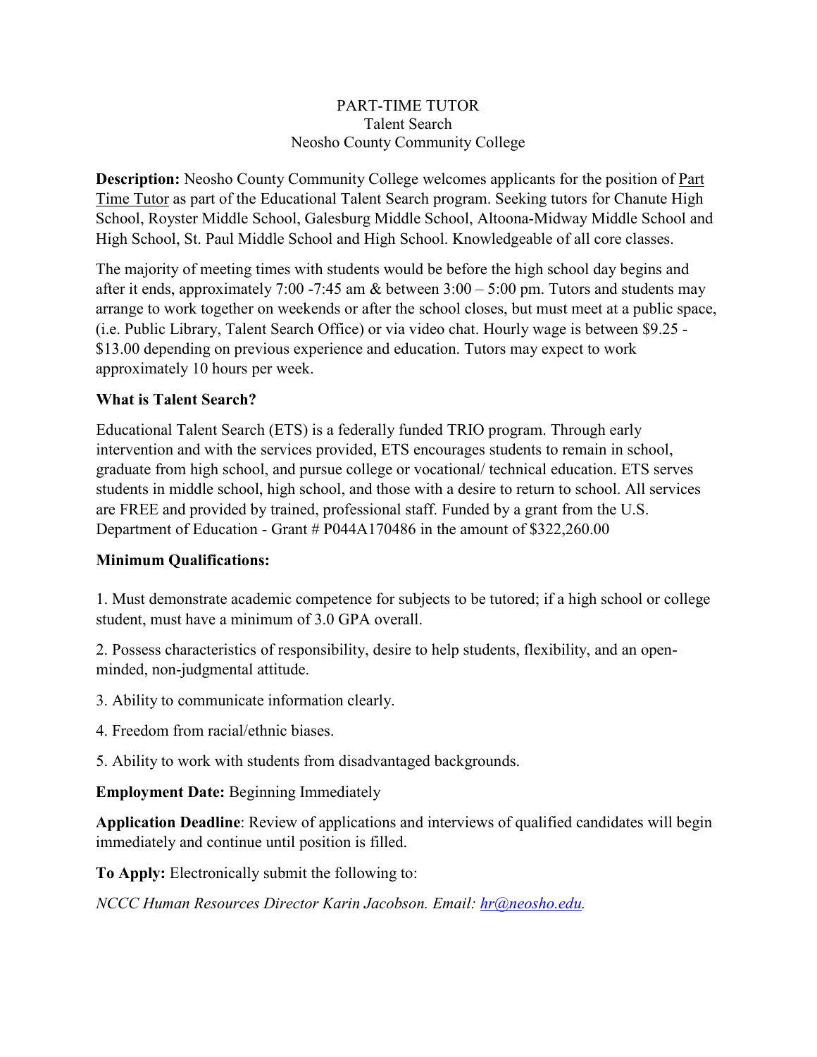# PART-TIME TUTOR
## Talent Search
## Neosho County Community College

**Description:** Neosho County Community College welcomes applicants for the position of Part Time Tutor as part of the Educational Talent Search program. Seeking tutors for Chanute High School, Royster Middle School, Galesburg Middle School, Altoona-Midway Middle School and High School, St. Paul Middle School and High School. Knowledgeable of all core classes.

The majority of meeting times with students would be before the high school day begins and after it ends, approximately 7:00 -7:45 am & between 3:00 – 5:00 pm. Tutors and students may arrange to work together on weekends or after the school closes, but must meet at a public space, (i.e. Public Library, Talent Search Office) or via video chat. Hourly wage is between $9.25 - $13.00 depending on previous experience and education. Tutors may expect to work approximately 10 hours per week.

**What is Talent Search?**

Educational Talent Search (ETS) is a federally funded TRIO program. Through early intervention and with the services provided, ETS encourages students to remain in school, graduate from high school, and pursue college or vocational/ technical education. ETS serves students in middle school, high school, and those with a desire to return to school. All services are FREE and provided by trained, professional staff. Funded by a grant from the U.S. Department of Education - Grant # P044A170486 in the amount of $322,260.00

**Minimum Qualifications:**

1. Must demonstrate academic competence for subjects to be tutored; if a high school or college student, must have a minimum of 3.0 GPA overall.
2. Possess characteristics of responsibility, desire to help students, flexibility, and an open-minded, non-judgmental attitude.
3. Ability to communicate information clearly.
4. Freedom from racial/ethnic biases.
5. Ability to work with students from disadvantaged backgrounds.

**Employment Date:** Beginning Immediately

**Application Deadline**: Review of applications and interviews of qualified candidates will begin immediately and continue until position is filled.

**To Apply:** Electronically submit the following to:

*NCCC Human Resources Director Karin Jacobson. Email: hr@neosho.edu.*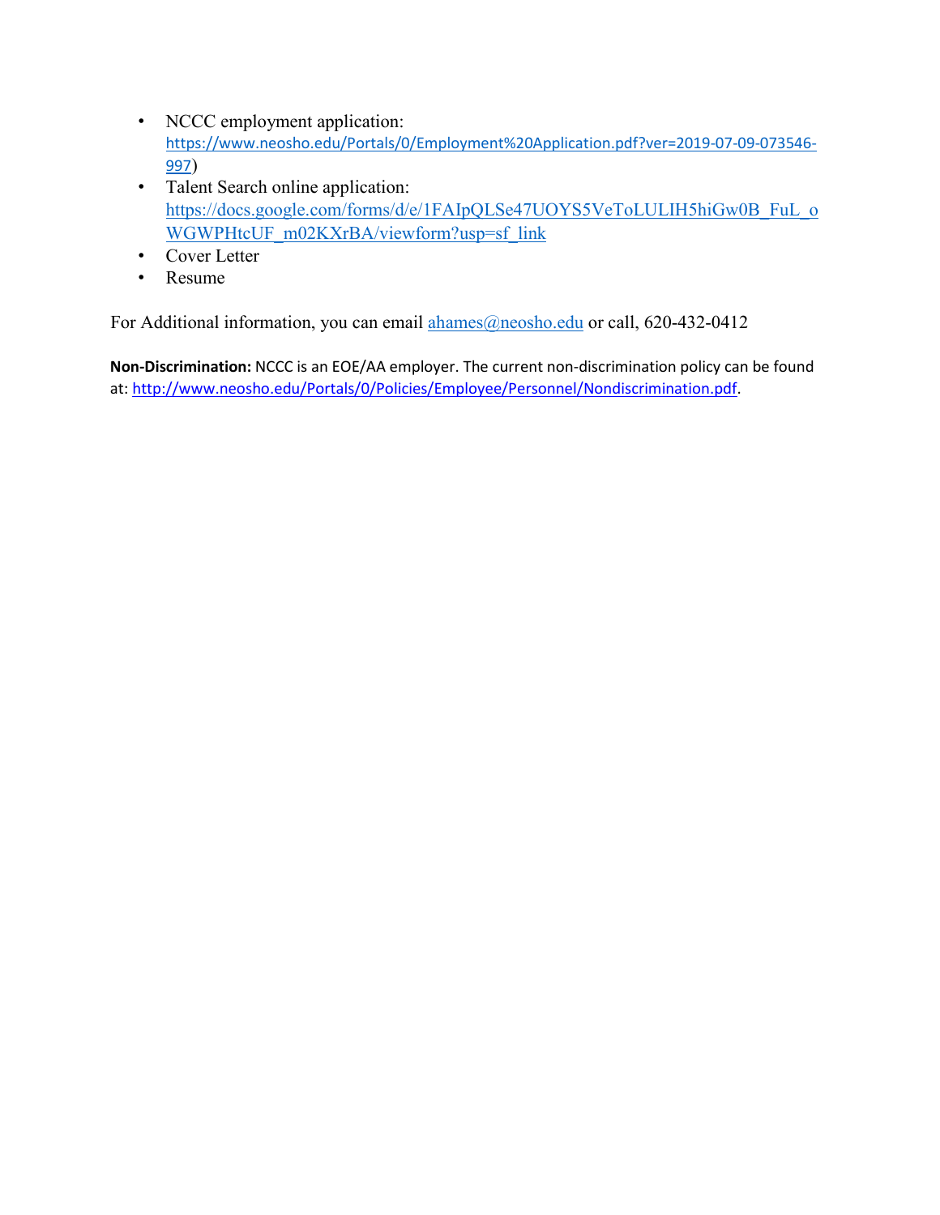- NCCC employment application: https://www.neosho.edu/Portals/0/Employment%20Application.pdf?ver=2019-07-09-073546-997)
- Talent Search online application: https://docs.google.com/forms/d/e/1FAIpQLSe47UOYS5VeToLULIH5hiGw0B_FuL_oWGWPHtcUF_m02KXrBA/viewform?usp=sf_link
- Cover Letter
- Resume

For Additional information, you can email ahames@neosho.edu or call, 620-432-0412

**Non-Discrimination:** NCCC is an EOE/AA employer. The current non-discrimination policy can be found at: http://www.neosho.edu/Portals/0/Policies/Employee/Personnel/Nondiscrimination.pdf.